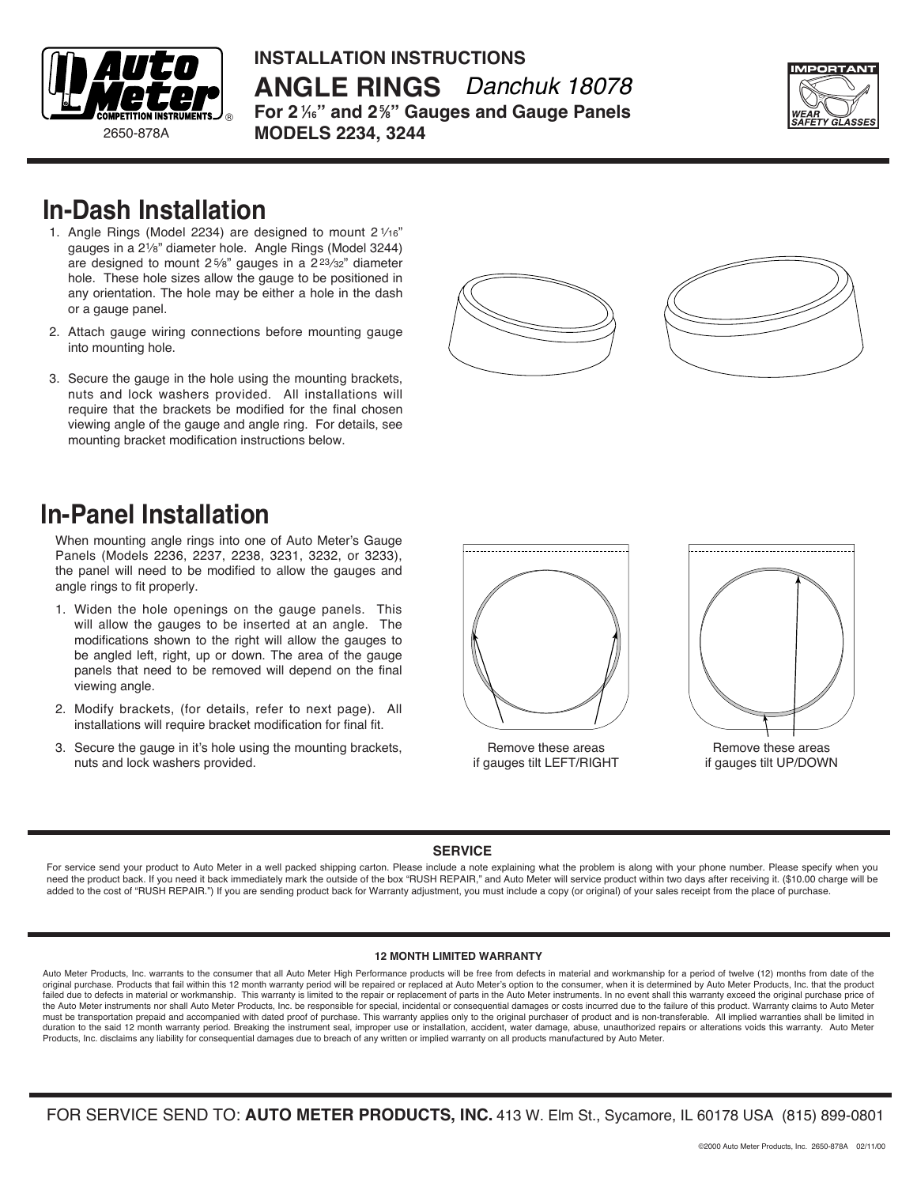**Auto Meter** COMPETITION INSTRUMENTS®

2650-878A

**INSTALLATION INSTRUCTIONS**

# ANGLE RINGS *Danchuk 18078*

**For 2 1⁄16" and 2 5⁄8" Gauges and Gauge Panels**

**MODELS 2234, 3244**

IMPORTANT — WEAR SAFETY GLASSES

## In-Dash Installation

1. Angle Rings (Model 2234) are designed to mount 2 1⁄16" gauges in a 2 1⁄8" diameter hole. Angle Rings (Model 3244) are designed to mount 2 5⁄8" gauges in a 2 23⁄32" diameter hole. These hole sizes allow the gauge to be positioned in any orientation. The hole may be either a hole in the dash or a gauge panel.
2. Attach gauge wiring connections before mounting gauge into mounting hole.
3. Secure the gauge in the hole using the mounting brackets, nuts and lock washers provided. All installations will require that the brackets be modified for the final chosen viewing angle of the gauge and angle ring. For details, see mounting bracket modification instructions below.

## In-Panel Installation

When mounting angle rings into one of Auto Meter's Gauge Panels (Models 2236, 2237, 2238, 3231, 3232, or 3233), the panel will need to be modified to allow the gauges and angle rings to fit properly.

1. Widen the hole openings on the gauge panels. This will allow the gauges to be inserted at an angle. The modifications shown to the right will allow the gauges to be angled left, right, up or down. The area of the gauge panels that need to be removed will depend on the final viewing angle.
2. Modify brackets, (for details, refer to next page). All installations will require bracket modification for final fit.
3. Secure the gauge in it's hole using the mounting brackets, nuts and lock washers provided.

Remove these areas if gauges tilt LEFT/RIGHT

Remove these areas if gauges tilt UP/DOWN

### SERVICE

For service send your product to Auto Meter in a well packed shipping carton. Please include a note explaining what the problem is along with your phone number. Please specify when you need the product back. If you need it back immediately mark the outside of the box "RUSH REPAIR," and Auto Meter will service product within two days after receiving it. ($10.00 charge will be added to the cost of "RUSH REPAIR.") If you are sending product back for Warranty adjustment, you must include a copy (or original) of your sales receipt from the place of purchase.

### 12 MONTH LIMITED WARRANTY

Auto Meter Products, Inc. warrants to the consumer that all Auto Meter High Performance products will be free from defects in material and workmanship for a period of twelve (12) months from date of the original purchase. Products that fail within this 12 month warranty period will be repaired or replaced at Auto Meter's option to the consumer, when it is determined by Auto Meter Products, Inc. that the product failed due to defects in material or workmanship. This warranty is limited to the repair or replacement of parts in the Auto Meter instruments. In no event shall this warranty exceed the original purchase price of the Auto Meter instruments nor shall Auto Meter Products, Inc. be responsible for special, incidental or consequential damages or costs incurred due to the failure of this product. Warranty claims to Auto Meter must be transportation prepaid and accompanied with dated proof of purchase. This warranty applies only to the original purchaser of product and is non-transferable. All implied warranties shall be limited in duration to the said 12 month warranty period. Breaking the instrument seal, improper use or installation, accident, water damage, abuse, unauthorized repairs or alterations voids this warranty. Auto Meter Products, Inc. disclaims any liability for consequential damages due to breach of any written or implied warranty on all products manufactured by Auto Meter.

FOR SERVICE SEND TO: **AUTO METER PRODUCTS, INC.** 413 W. Elm St., Sycamore, IL 60178 USA (815) 899-0801

©2000 Auto Meter Products, Inc. 2650-878A 02/11/00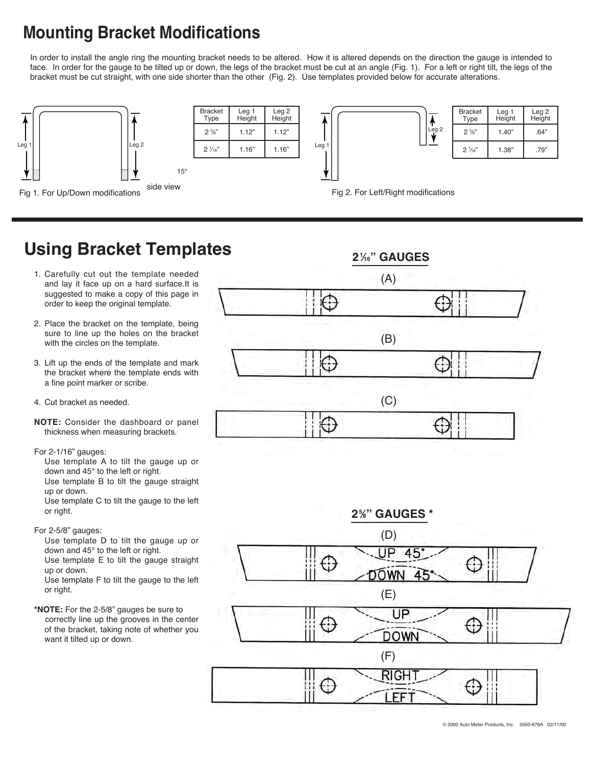# Mounting Bracket Modifications

In order to install the angle ring the mounting bracket needs to be altered. How it is altered depends on the direction the gauge is intended to face. In order for the gauge to be tilted up or down, the legs of the bracket must be cut at an angle (Fig. 1). For a left or right tilt, the legs of the bracket must be cut straight, with one side shorter than the other (Fig. 2). Use templates provided below for accurate alterations.

Leg 1

Leg 2

15°

side view

Fig 1. For Up/Down modifications

| Bracket Type | Leg 1 Height | Leg 2 Height |
|---|---|---|
| 2 5/8" | 1.12" | 1.12" |
| 2 1/16" | 1.16" | 1.16" |

Leg 1

Leg 2

Fig 2. For Left/Right modifications

| Bracket Type | Leg 1 Height | Leg 2 Height |
|---|---|---|
| 2 5/8" | 1.40" | .64" |
| 2 1/16" | 1.38" | .79" |

# Using Bracket Templates

1. Carefully cut out the template needed and lay it face up on a hard surface.It is suggested to make a copy of this page in order to keep the original template.
2. Place the bracket on the template, being sure to line up the holes on the bracket with the circles on the template.
3. Lift up the ends of the template and mark the bracket where the template ends with a fine point marker or scribe.
4. Cut bracket as needed.

**NOTE:** Consider the dashboard or panel thickness when measuring brackets.

For 2-1/16" gauges:
Use template A to tilt the gauge up or down and 45° to the left or right.
Use template B to tilt the gauge straight up or down.
Use template C to tilt the gauge to the left or right.

For 2-5/8" gauges:
Use template D to tilt the gauge up or down and 45° to the left or right.
Use template E to tilt the gauge straight up or down.
Use template F to tilt the gauge to the left or right.

***NOTE:** For the 2-5/8" gauges be sure to correctly line up the grooves in the center of the bracket, taking note of whether you want it tilted up or down.

**2 1/16" GAUGES**

(A)

(B)

(C)

**2 5/8" GAUGES ***

(D)

UP 45°

DOWN 45°

(E)

UP

DOWN

(F)

RIGHT

LEFT

© 2000 Auto Meter Products, Inc. 2650-878A 02/11/00